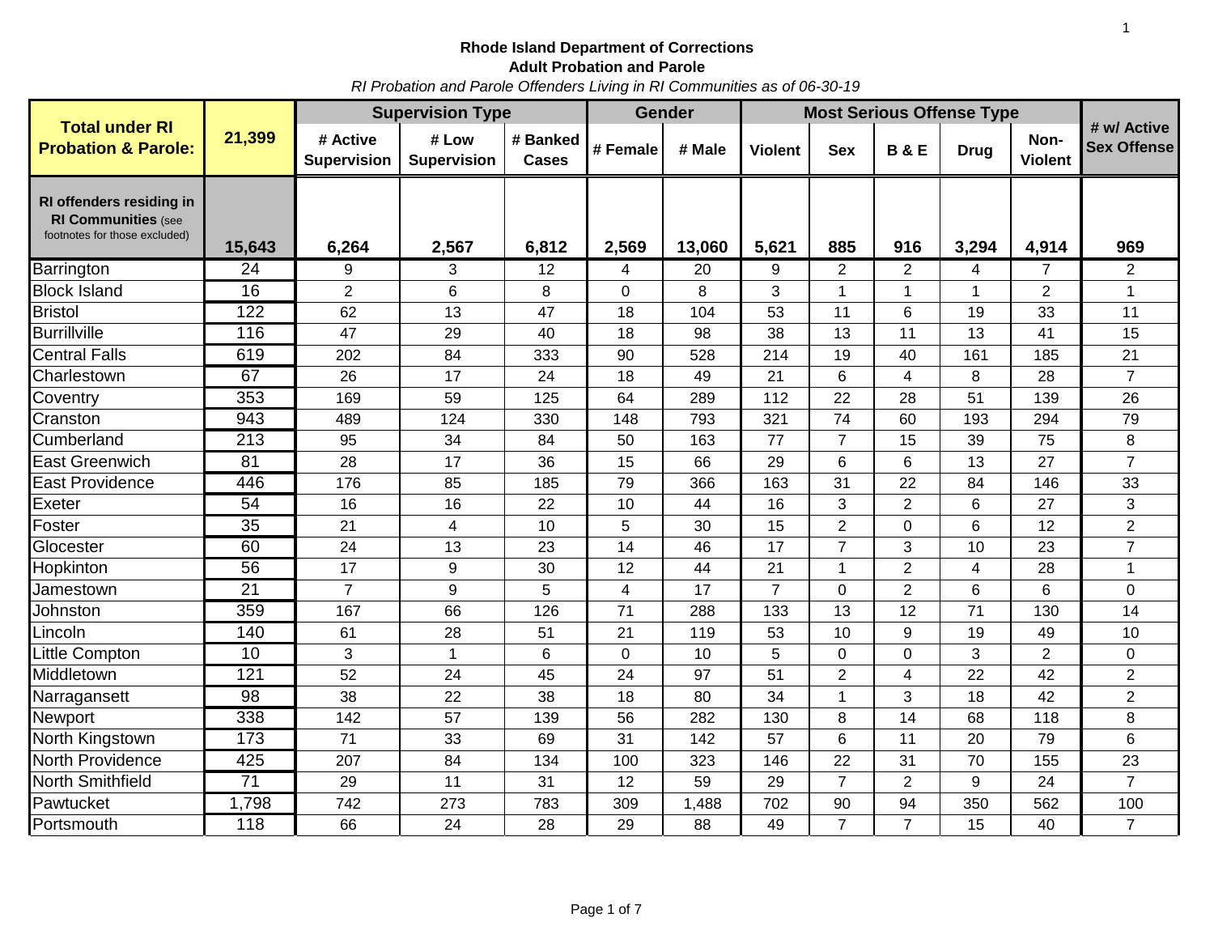**Rhode Island Department of Corrections**

**Adult Probation and Parole**

*RI Probation and Parole Offenders Living in RI Communities as of 06-30-19*

| Total under RI Probation & Parole: | 21,399 | Supervision Type | | | Gender | | Most Serious Offense Type | | | | | # w/ Active Sex Offense |
|---|---|---|---|---|---|---|---|---|---|---|---|---|
| | | # Active Supervision | # Low Supervision | # Banked Cases | # Female | # Male | Violent | Sex | B & E | Drug | Non-Violent | |
| **RI offenders residing in RI Communities** (see footnotes for those excluded) | **15,643** | **6,264** | **2,567** | **6,812** | **2,569** | **13,060** | **5,621** | **885** | **916** | **3,294** | **4,914** | **969** |
| Barrington | 24 | 9 | 3 | 12 | 4 | 20 | 9 | 2 | 2 | 4 | 7 | 2 |
| Block Island | 16 | 2 | 6 | 8 | 0 | 8 | 3 | 1 | 1 | 1 | 2 | 1 |
| Bristol | 122 | 62 | 13 | 47 | 18 | 104 | 53 | 11 | 6 | 19 | 33 | 11 |
| Burrillville | 116 | 47 | 29 | 40 | 18 | 98 | 38 | 13 | 11 | 13 | 41 | 15 |
| Central Falls | 619 | 202 | 84 | 333 | 90 | 528 | 214 | 19 | 40 | 161 | 185 | 21 |
| Charlestown | 67 | 26 | 17 | 24 | 18 | 49 | 21 | 6 | 4 | 8 | 28 | 7 |
| Coventry | 353 | 169 | 59 | 125 | 64 | 289 | 112 | 22 | 28 | 51 | 139 | 26 |
| Cranston | 943 | 489 | 124 | 330 | 148 | 793 | 321 | 74 | 60 | 193 | 294 | 79 |
| Cumberland | 213 | 95 | 34 | 84 | 50 | 163 | 77 | 7 | 15 | 39 | 75 | 8 |
| East Greenwich | 81 | 28 | 17 | 36 | 15 | 66 | 29 | 6 | 6 | 13 | 27 | 7 |
| East Providence | 446 | 176 | 85 | 185 | 79 | 366 | 163 | 31 | 22 | 84 | 146 | 33 |
| Exeter | 54 | 16 | 16 | 22 | 10 | 44 | 16 | 3 | 2 | 6 | 27 | 3 |
| Foster | 35 | 21 | 4 | 10 | 5 | 30 | 15 | 2 | 0 | 6 | 12 | 2 |
| Glocester | 60 | 24 | 13 | 23 | 14 | 46 | 17 | 7 | 3 | 10 | 23 | 7 |
| Hopkinton | 56 | 17 | 9 | 30 | 12 | 44 | 21 | 1 | 2 | 4 | 28 | 1 |
| Jamestown | 21 | 7 | 9 | 5 | 4 | 17 | 7 | 0 | 2 | 6 | 6 | 0 |
| Johnston | 359 | 167 | 66 | 126 | 71 | 288 | 133 | 13 | 12 | 71 | 130 | 14 |
| Lincoln | 140 | 61 | 28 | 51 | 21 | 119 | 53 | 10 | 9 | 19 | 49 | 10 |
| Little Compton | 10 | 3 | 1 | 6 | 0 | 10 | 5 | 0 | 0 | 3 | 2 | 0 |
| Middletown | 121 | 52 | 24 | 45 | 24 | 97 | 51 | 2 | 4 | 22 | 42 | 2 |
| Narragansett | 98 | 38 | 22 | 38 | 18 | 80 | 34 | 1 | 3 | 18 | 42 | 2 |
| Newport | 338 | 142 | 57 | 139 | 56 | 282 | 130 | 8 | 14 | 68 | 118 | 8 |
| North Kingstown | 173 | 71 | 33 | 69 | 31 | 142 | 57 | 6 | 11 | 20 | 79 | 6 |
| North Providence | 425 | 207 | 84 | 134 | 100 | 323 | 146 | 22 | 31 | 70 | 155 | 23 |
| North Smithfield | 71 | 29 | 11 | 31 | 12 | 59 | 29 | 7 | 2 | 9 | 24 | 7 |
| Pawtucket | 1,798 | 742 | 273 | 783 | 309 | 1,488 | 702 | 90 | 94 | 350 | 562 | 100 |
| Portsmouth | 118 | 66 | 24 | 28 | 29 | 88 | 49 | 7 | 7 | 15 | 40 | 7 |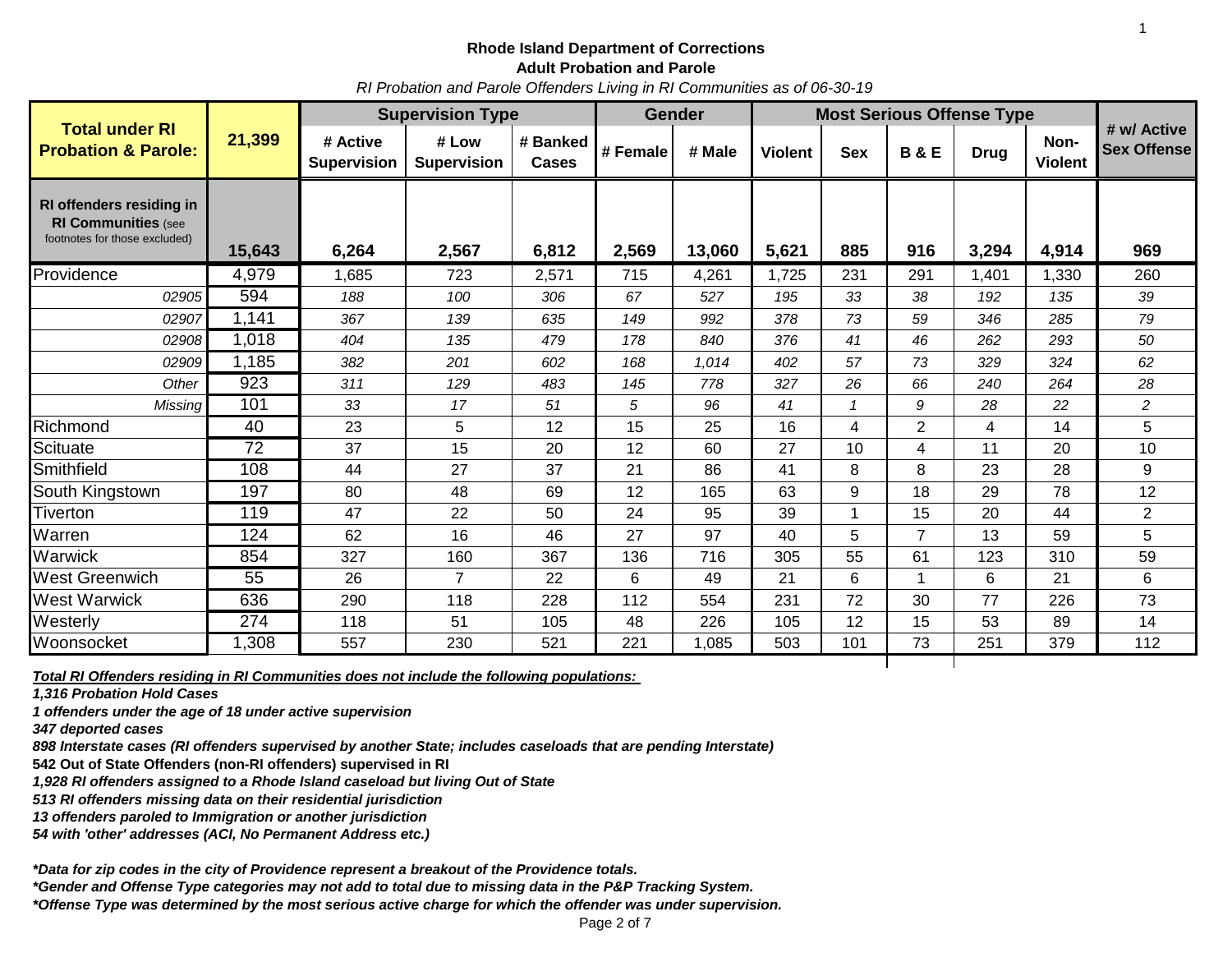**Rhode Island Department of Corrections**
**Adult Probation and Parole**
*RI Probation and Parole Offenders Living in RI Communities as of 06-30-19*

| Total under RI Probation & Parole: | 21,399 | Supervision Type | | | Gender | | Most Serious Offense Type | | | | | # w/ Active Sex Offense |
|---|---|---|---|---|---|---|---|---|---|---|---|---|
| | | # Active Supervision | # Low Supervision | # Banked Cases | # Female | # Male | Violent | Sex | B & E | Drug | Non-Violent | |
| **RI offenders residing in RI Communities** (see footnotes for those excluded) | **15,643** | **6,264** | **2,567** | **6,812** | **2,569** | **13,060** | **5,621** | **885** | **916** | **3,294** | **4,914** | **969** |
| Providence | 4,979 | 1,685 | 723 | 2,571 | 715 | 4,261 | 1,725 | 231 | 291 | 1,401 | 1,330 | 260 |
| *02905* | 594 | *188* | *100* | *306* | *67* | *527* | *195* | *33* | *38* | *192* | *135* | *39* |
| *02907* | 1,141 | *367* | *139* | *635* | *149* | *992* | *378* | *73* | *59* | *346* | *285* | *79* |
| *02908* | 1,018 | *404* | *135* | *479* | *178* | *840* | *376* | *41* | *46* | *262* | *293* | *50* |
| *02909* | 1,185 | *382* | *201* | *602* | *168* | *1,014* | *402* | *57* | *73* | *329* | *324* | *62* |
| *Other* | 923 | *311* | *129* | *483* | *145* | *778* | *327* | *26* | *66* | *240* | *264* | *28* |
| *Missing* | 101 | *33* | *17* | *51* | *5* | *96* | *41* | *1* | *9* | *28* | *22* | *2* |
| Richmond | 40 | 23 | 5 | 12 | 15 | 25 | 16 | 4 | 2 | 4 | 14 | 5 |
| Scituate | 72 | 37 | 15 | 20 | 12 | 60 | 27 | 10 | 4 | 11 | 20 | 10 |
| Smithfield | 108 | 44 | 27 | 37 | 21 | 86 | 41 | 8 | 8 | 23 | 28 | 9 |
| South Kingstown | 197 | 80 | 48 | 69 | 12 | 165 | 63 | 9 | 18 | 29 | 78 | 12 |
| Tiverton | 119 | 47 | 22 | 50 | 24 | 95 | 39 | 1 | 15 | 20 | 44 | 2 |
| Warren | 124 | 62 | 16 | 46 | 27 | 97 | 40 | 5 | 7 | 13 | 59 | 5 |
| Warwick | 854 | 327 | 160 | 367 | 136 | 716 | 305 | 55 | 61 | 123 | 310 | 59 |
| West Greenwich | 55 | 26 | 7 | 22 | 6 | 49 | 21 | 6 | 1 | 6 | 21 | 6 |
| West Warwick | 636 | 290 | 118 | 228 | 112 | 554 | 231 | 72 | 30 | 77 | 226 | 73 |
| Westerly | 274 | 118 | 51 | 105 | 48 | 226 | 105 | 12 | 15 | 53 | 89 | 14 |
| Woonsocket | 1,308 | 557 | 230 | 521 | 221 | 1,085 | 503 | 101 | 73 | 251 | 379 | 112 |

***Total RI Offenders residing in RI Communities does not include the following populations:***

***1,316 Probation Hold Cases***
***1 offenders under the age of 18 under active supervision***
***347 deported cases***
***898 Interstate cases (RI offenders supervised by another State; includes caseloads that are pending Interstate)***
**542 Out of State Offenders (non-RI offenders) supervised in RI**
***1,928 RI offenders assigned to a Rhode Island caseload but living Out of State***
***513 RI offenders missing data on their residential jurisdiction***
***13 offenders paroled to Immigration or another jurisdiction***
***54 with 'other' addresses (ACI, No Permanent Address etc.)***

****Data for zip codes in the city of Providence represent a breakout of the Providence totals.***
****Gender and Offense Type categories may not add to total due to missing data in the P&P Tracking System.***
****Offense Type was determined by the most serious active charge for which the offender was under supervision.***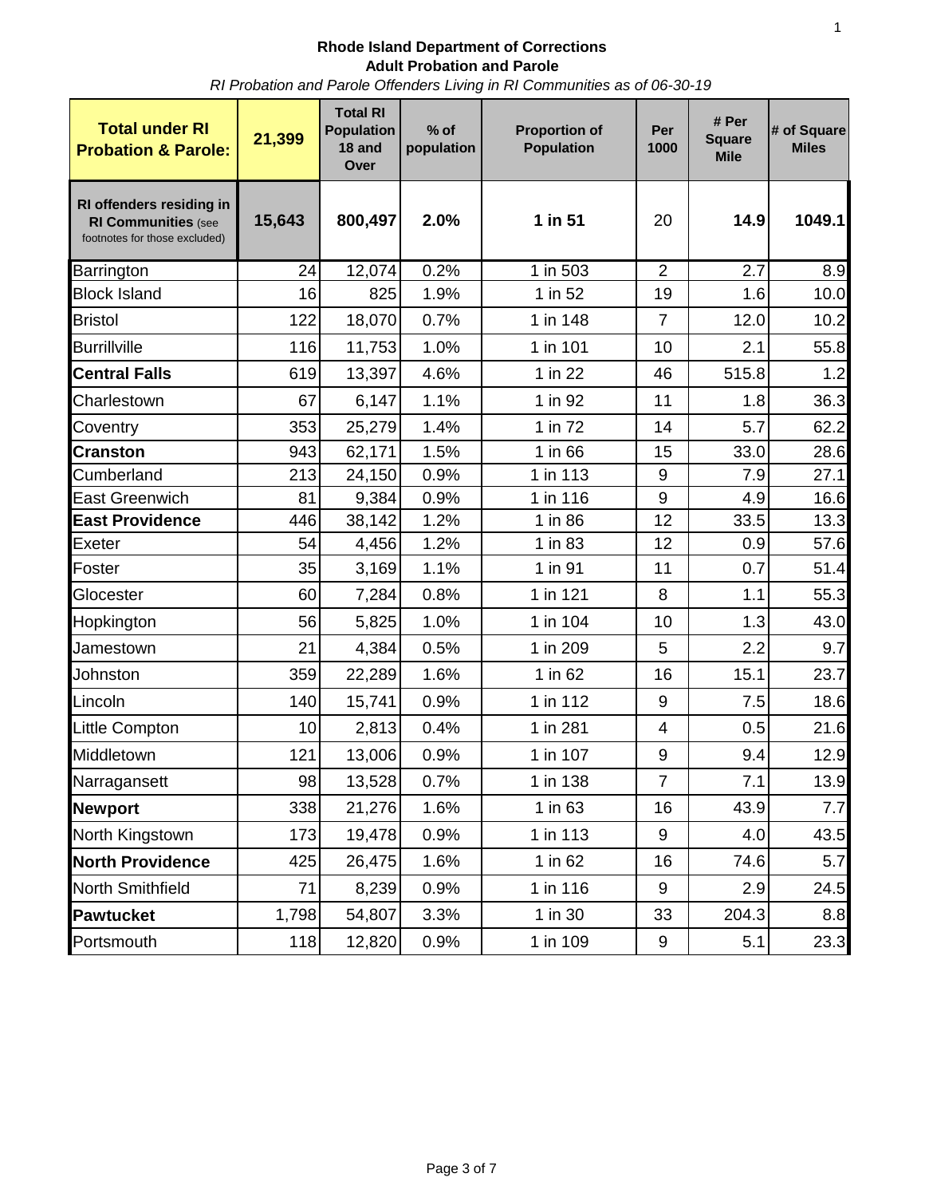**Rhode Island Department of Corrections**
**Adult Probation and Parole**
*RI Probation and Parole Offenders Living in RI Communities as of 06-30-19*

| Total under RI Probation & Parole: | 21,399 | Total RI Population 18 and Over | % of population | Proportion of Population | Per 1000 | # Per Square Mile | # of Square Miles |
|---|---|---|---|---|---|---|---|
| **RI offenders residing in RI Communities** (see footnotes for those excluded) | **15,643** | **800,497** | **2.0%** | **1 in 51** | 20 | **14.9** | **1049.1** |
| Barrington | 24 | 12,074 | 0.2% | 1 in 503 | 2 | 2.7 | 8.9 |
| Block Island | 16 | 825 | 1.9% | 1 in 52 | 19 | 1.6 | 10.0 |
| Bristol | 122 | 18,070 | 0.7% | 1 in 148 | 7 | 12.0 | 10.2 |
| Burrillville | 116 | 11,753 | 1.0% | 1 in 101 | 10 | 2.1 | 55.8 |
| **Central Falls** | 619 | 13,397 | 4.6% | 1 in 22 | 46 | 515.8 | 1.2 |
| Charlestown | 67 | 6,147 | 1.1% | 1 in 92 | 11 | 1.8 | 36.3 |
| Coventry | 353 | 25,279 | 1.4% | 1 in 72 | 14 | 5.7 | 62.2 |
| **Cranston** | 943 | 62,171 | 1.5% | 1 in 66 | 15 | 33.0 | 28.6 |
| Cumberland | 213 | 24,150 | 0.9% | 1 in 113 | 9 | 7.9 | 27.1 |
| East Greenwich | 81 | 9,384 | 0.9% | 1 in 116 | 9 | 4.9 | 16.6 |
| **East Providence** | 446 | 38,142 | 1.2% | 1 in 86 | 12 | 33.5 | 13.3 |
| Exeter | 54 | 4,456 | 1.2% | 1 in 83 | 12 | 0.9 | 57.6 |
| Foster | 35 | 3,169 | 1.1% | 1 in 91 | 11 | 0.7 | 51.4 |
| Glocester | 60 | 7,284 | 0.8% | 1 in 121 | 8 | 1.1 | 55.3 |
| Hopkington | 56 | 5,825 | 1.0% | 1 in 104 | 10 | 1.3 | 43.0 |
| Jamestown | 21 | 4,384 | 0.5% | 1 in 209 | 5 | 2.2 | 9.7 |
| Johnston | 359 | 22,289 | 1.6% | 1 in 62 | 16 | 15.1 | 23.7 |
| Lincoln | 140 | 15,741 | 0.9% | 1 in 112 | 9 | 7.5 | 18.6 |
| Little Compton | 10 | 2,813 | 0.4% | 1 in 281 | 4 | 0.5 | 21.6 |
| Middletown | 121 | 13,006 | 0.9% | 1 in 107 | 9 | 9.4 | 12.9 |
| Narragansett | 98 | 13,528 | 0.7% | 1 in 138 | 7 | 7.1 | 13.9 |
| **Newport** | 338 | 21,276 | 1.6% | 1 in 63 | 16 | 43.9 | 7.7 |
| North Kingstown | 173 | 19,478 | 0.9% | 1 in 113 | 9 | 4.0 | 43.5 |
| **North Providence** | 425 | 26,475 | 1.6% | 1 in 62 | 16 | 74.6 | 5.7 |
| North Smithfield | 71 | 8,239 | 0.9% | 1 in 116 | 9 | 2.9 | 24.5 |
| **Pawtucket** | 1,798 | 54,807 | 3.3% | 1 in 30 | 33 | 204.3 | 8.8 |
| Portsmouth | 118 | 12,820 | 0.9% | 1 in 109 | 9 | 5.1 | 23.3 |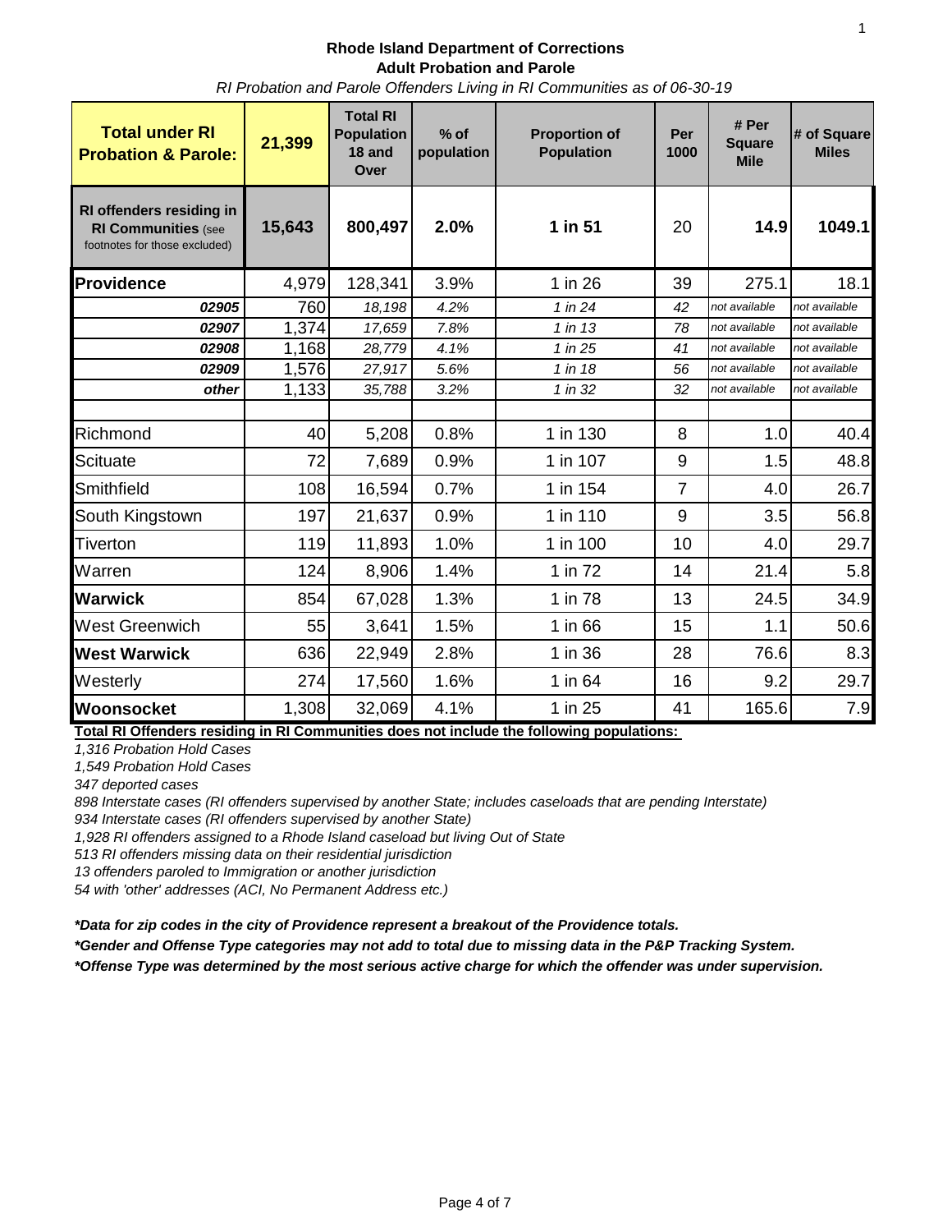**Rhode Island Department of Corrections**
**Adult Probation and Parole**
*RI Probation and Parole Offenders Living in RI Communities as of 06-30-19*

| Total under RI Probation & Parole: | 21,399 | Total RI Population 18 and Over | % of population | Proportion of Population | Per 1000 | # Per Square Mile | # of Square Miles |
|---|---|---|---|---|---|---|---|
| **RI offenders residing in RI Communities** (see footnotes for those excluded) | **15,643** | **800,497** | **2.0%** | **1 in 51** | 20 | **14.9** | **1049.1** |
| **Providence** | 4,979 | 128,341 | 3.9% | 1 in 26 | 39 | 275.1 | 18.1 |
| ***02905*** | 760 | *18,198* | *4.2%* | *1 in 24* | *42* | *not available* | *not available* |
| ***02907*** | 1,374 | *17,659* | *7.8%* | *1 in 13* | *78* | *not available* | *not available* |
| ***02908*** | 1,168 | *28,779* | *4.1%* | *1 in 25* | *41* | *not available* | *not available* |
| ***02909*** | 1,576 | *27,917* | *5.6%* | *1 in 18* | *56* | *not available* | *not available* |
| ***other*** | 1,133 | *35,788* | *3.2%* | *1 in 32* | *32* | *not available* | *not available* |
| | | | | | | | |
| Richmond | 40 | 5,208 | 0.8% | 1 in 130 | 8 | 1.0 | 40.4 |
| Scituate | 72 | 7,689 | 0.9% | 1 in 107 | 9 | 1.5 | 48.8 |
| Smithfield | 108 | 16,594 | 0.7% | 1 in 154 | 7 | 4.0 | 26.7 |
| South Kingstown | 197 | 21,637 | 0.9% | 1 in 110 | 9 | 3.5 | 56.8 |
| Tiverton | 119 | 11,893 | 1.0% | 1 in 100 | 10 | 4.0 | 29.7 |
| Warren | 124 | 8,906 | 1.4% | 1 in 72 | 14 | 21.4 | 5.8 |
| **Warwick** | 854 | 67,028 | 1.3% | 1 in 78 | 13 | 24.5 | 34.9 |
| West Greenwich | 55 | 3,641 | 1.5% | 1 in 66 | 15 | 1.1 | 50.6 |
| **West Warwick** | 636 | 22,949 | 2.8% | 1 in 36 | 28 | 76.6 | 8.3 |
| Westerly | 274 | 17,560 | 1.6% | 1 in 64 | 16 | 9.2 | 29.7 |
| **Woonsocket** | 1,308 | 32,069 | 4.1% | 1 in 25 | 41 | 165.6 | 7.9 |

**Total RI Offenders residing in RI Communities does not include the following populations:**

*1,316 Probation Hold Cases*
*1,549 Probation Hold Cases*
*347 deported cases*
*898 Interstate cases (RI offenders supervised by another State; includes caseloads that are pending Interstate)*
*934 Interstate cases (RI offenders supervised by another State)*
*1,928 RI offenders assigned to a Rhode Island caseload but living Out of State*
*513 RI offenders missing data on their residential jurisdiction*
*13 offenders paroled to Immigration or another jurisdiction*
*54 with 'other' addresses (ACI, No Permanent Address etc.)*

***Data for zip codes in the city of Providence represent a breakout of the Providence totals.***
***Gender and Offense Type categories may not add to total due to missing data in the P&P Tracking System.***
***Offense Type was determined by the most serious active charge for which the offender was under supervision.***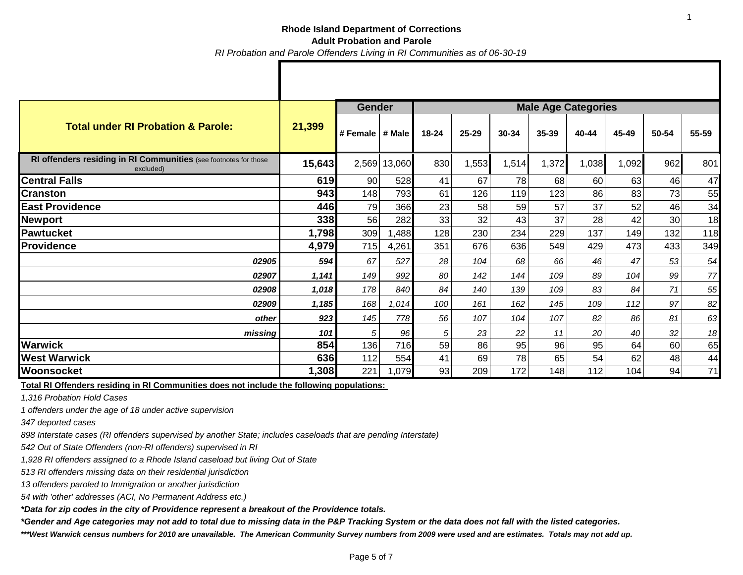**Rhode Island Department of Corrections**

**Adult Probation and Parole**

*RI Probation and Parole Offenders Living in RI Communities as of 06-30-19*

| **Total under RI Probation & Parole:** | **21,399** | **Gender** | | **Male Age Categories** | | | | | | | |
|---|---|---|---|---|---|---|---|---|---|---|---|
| | | **# Female** | **# Male** | **18-24** | **25-29** | **30-34** | **35-39** | **40-44** | **45-49** | **50-54** | **55-59** |
| **RI offenders residing in RI Communities** (see footnotes for those excluded) | **15,643** | 2,569 | 13,060 | 830 | 1,553 | 1,514 | 1,372 | 1,038 | 1,092 | 962 | 801 |
| **Central Falls** | **619** | 90 | 528 | 41 | 67 | 78 | 68 | 60 | 63 | 46 | 47 |
| **Cranston** | **943** | 148 | 793 | 61 | 126 | 119 | 123 | 86 | 83 | 73 | 55 |
| **East Providence** | **446** | 79 | 366 | 23 | 58 | 59 | 57 | 37 | 52 | 46 | 34 |
| **Newport** | **338** | 56 | 282 | 33 | 32 | 43 | 37 | 28 | 42 | 30 | 18 |
| **Pawtucket** | **1,798** | 309 | 1,488 | 128 | 230 | 234 | 229 | 137 | 149 | 132 | 118 |
| **Providence** | **4,979** | 715 | 4,261 | 351 | 676 | 636 | 549 | 429 | 473 | 433 | 349 |
| ***02905*** | ***594*** | *67* | *527* | *28* | *104* | *68* | *66* | *46* | *47* | *53* | *54* |
| ***02907*** | ***1,141*** | *149* | *992* | *80* | *142* | *144* | *109* | *89* | *104* | *99* | *77* |
| ***02908*** | ***1,018*** | *178* | *840* | *84* | *140* | *139* | *109* | *83* | *84* | *71* | *55* |
| ***02909*** | ***1,185*** | *168* | *1,014* | *100* | *161* | *162* | *145* | *109* | *112* | *97* | *82* |
| ***other*** | ***923*** | *145* | *778* | *56* | *107* | *104* | *107* | *82* | *86* | *81* | *63* |
| ***missing*** | ***101*** | *5* | *96* | *5* | *23* | *22* | *11* | *20* | *40* | *32* | *18* |
| **Warwick** | **854** | 136 | 716 | 59 | 86 | 95 | 96 | 95 | 64 | 60 | 65 |
| **West Warwick** | **636** | 112 | 554 | 41 | 69 | 78 | 65 | 54 | 62 | 48 | 44 |
| **Woonsocket** | **1,308** | 221 | 1,079 | 93 | 209 | 172 | 148 | 112 | 104 | 94 | 71 |

**Total RI Offenders residing in RI Communities does not include the following populations:**

*1,316 Probation Hold Cases*

*1 offenders under the age of 18 under active supervision*

*347 deported cases*

*898 Interstate cases (RI offenders supervised by another State; includes caseloads that are pending Interstate)*

*542 Out of State Offenders (non-RI offenders) supervised in RI*

*1,928 RI offenders assigned to a Rhode Island caseload but living Out of State*

*513 RI offenders missing data on their residential jurisdiction*

*13 offenders paroled to Immigration or another jurisdiction*

*54 with 'other' addresses (ACI, No Permanent Address etc.)*

***Data for zip codes in the city of Providence represent a breakout of the Providence totals.***

***Gender and Age categories may not add to total due to missing data in the P&P Tracking System or the data does not fall with the listed categories.***

****West Warwick census numbers for 2010 are unavailable. The American Community Survey numbers from 2009 were used and are estimates. Totals may not add up.***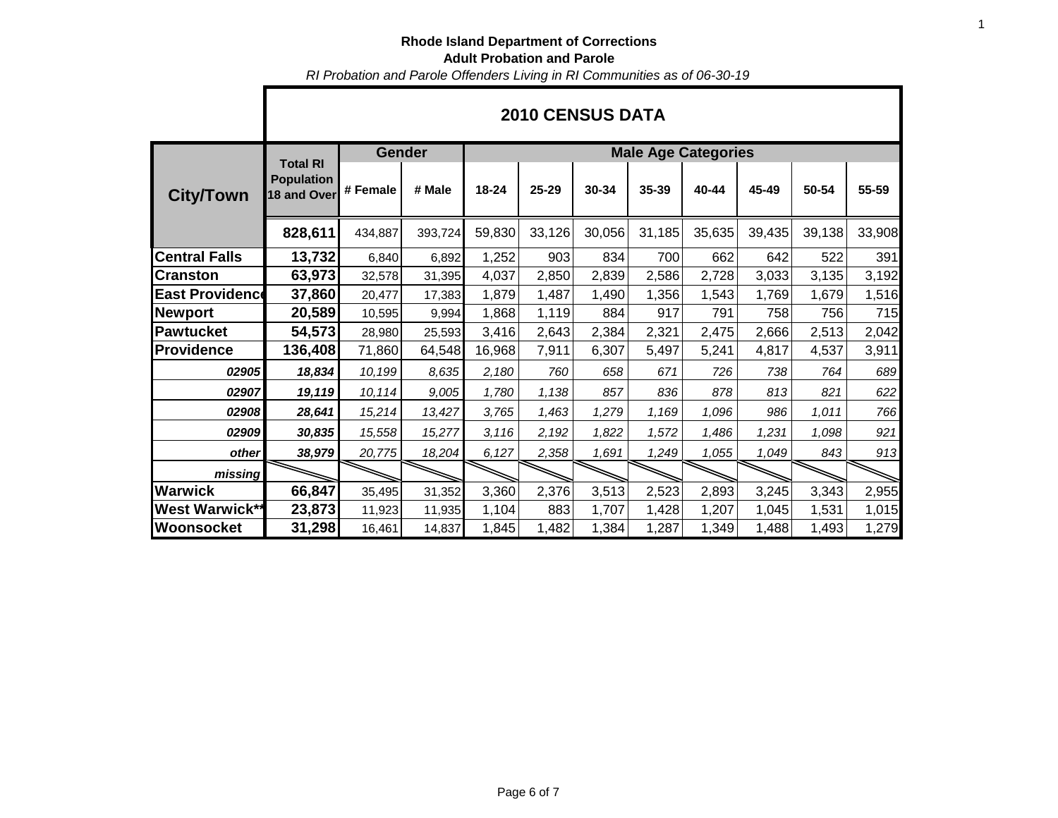**Rhode Island Department of Corrections**

**Adult Probation and Parole**

*RI Probation and Parole Offenders Living in RI Communities as of 06-30-19*

## 2010 CENSUS DATA

| City/Town | Total RI Population 18 and Over | Gender | | Male Age Categories | | | | | | | |
|---|---|---|---|---|---|---|---|---|---|---|---|
| | | # Female | # Male | 18-24 | 25-29 | 30-34 | 35-39 | 40-44 | 45-49 | 50-54 | 55-59 |
| | **828,611** | 434,887 | 393,724 | 59,830 | 33,126 | 30,056 | 31,185 | 35,635 | 39,435 | 39,138 | 33,908 |
| **Central Falls** | **13,732** | 6,840 | 6,892 | 1,252 | 903 | 834 | 700 | 662 | 642 | 522 | 391 |
| **Cranston** | **63,973** | 32,578 | 31,395 | 4,037 | 2,850 | 2,839 | 2,586 | 2,728 | 3,033 | 3,135 | 3,192 |
| **East Providence** | **37,860** | 20,477 | 17,383 | 1,879 | 1,487 | 1,490 | 1,356 | 1,543 | 1,769 | 1,679 | 1,516 |
| **Newport** | **20,589** | 10,595 | 9,994 | 1,868 | 1,119 | 884 | 917 | 791 | 758 | 756 | 715 |
| **Pawtucket** | **54,573** | 28,980 | 25,593 | 3,416 | 2,643 | 2,384 | 2,321 | 2,475 | 2,666 | 2,513 | 2,042 |
| **Providence** | **136,408** | 71,860 | 64,548 | 16,968 | 7,911 | 6,307 | 5,497 | 5,241 | 4,817 | 4,537 | 3,911 |
| *02905* | ***18,834*** | *10,199* | *8,635* | *2,180* | *760* | *658* | *671* | *726* | *738* | *764* | *689* |
| *02907* | ***19,119*** | *10,114* | *9,005* | *1,780* | *1,138* | *857* | *836* | *878* | *813* | *821* | *622* |
| *02908* | ***28,641*** | *15,214* | *13,427* | *3,765* | *1,463* | *1,279* | *1,169* | *1,096* | *986* | *1,011* | *766* |
| *02909* | ***30,835*** | *15,558* | *15,277* | *3,116* | *2,192* | *1,822* | *1,572* | *1,486* | *1,231* | *1,098* | *921* |
| *other* | ***38,979*** | *20,775* | *18,204* | *6,127* | *2,358* | *1,691* | *1,249* | *1,055* | *1,049* | *843* | *913* |
| *missing* | | | | | | | | | | | |
| **Warwick** | **66,847** | 35,495 | 31,352 | 3,360 | 2,376 | 3,513 | 2,523 | 2,893 | 3,245 | 3,343 | 2,955 |
| **West Warwick**** | **23,873** | 11,923 | 11,935 | 1,104 | 883 | 1,707 | 1,428 | 1,207 | 1,045 | 1,531 | 1,015 |
| **Woonsocket** | **31,298** | 16,461 | 14,837 | 1,845 | 1,482 | 1,384 | 1,287 | 1,349 | 1,488 | 1,493 | 1,279 |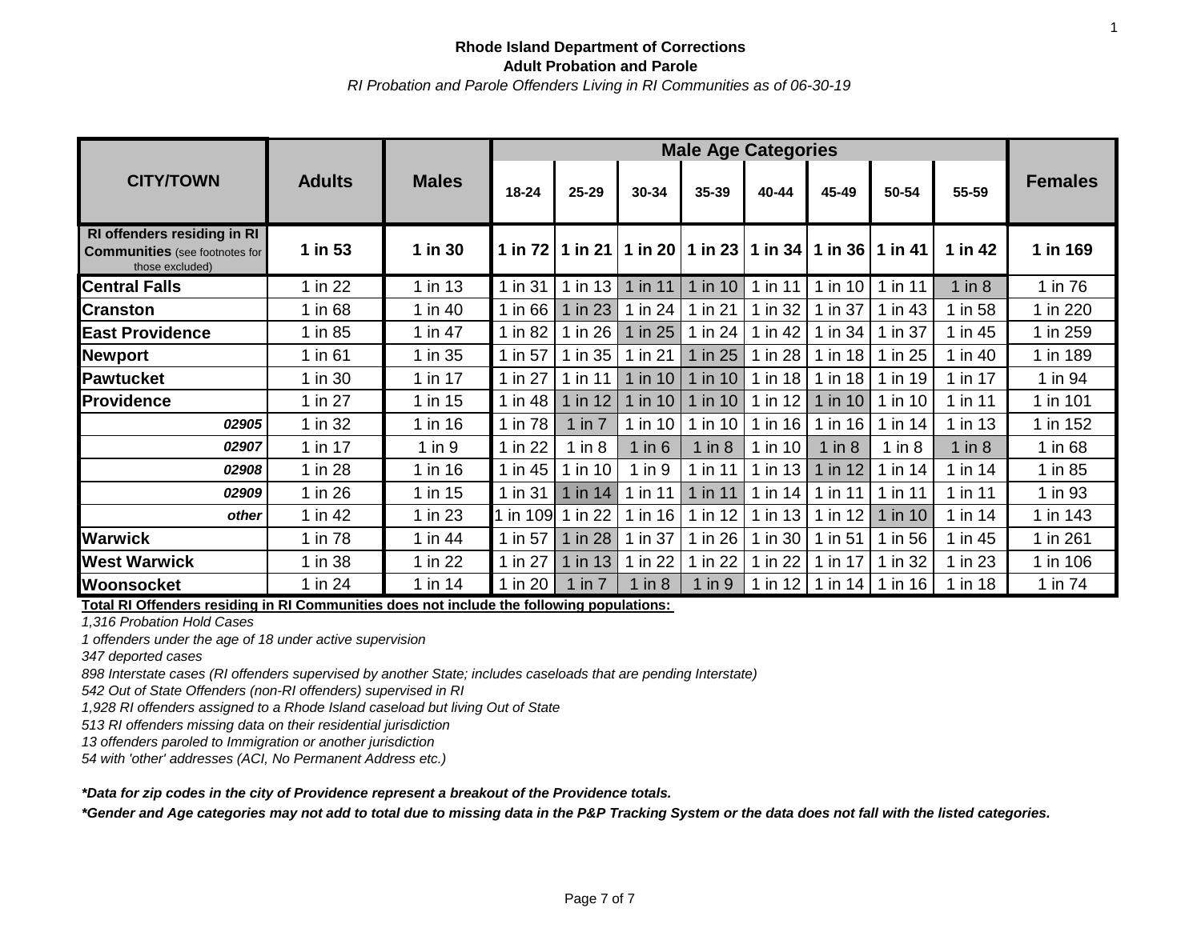**Rhode Island Department of Corrections**
**Adult Probation and Parole**
*RI Probation and Parole Offenders Living in RI Communities as of 06-30-19*

| CITY/TOWN | Adults | Males | Male Age Categories | | | | | | | | Females |
|---|---|---|---|---|---|---|---|---|---|---|---|
| | | | 18-24 | 25-29 | 30-34 | 35-39 | 40-44 | 45-49 | 50-54 | 55-59 | |
| **RI offenders residing in RI Communities** (see footnotes for those excluded) | **1 in 53** | **1 in 30** | **1 in 72** | **1 in 21** | **1 in 20** | **1 in 23** | **1 in 34** | **1 in 36** | **1 in 41** | **1 in 42** | **1 in 169** |
| **Central Falls** | 1 in 22 | 1 in 13 | 1 in 31 | 1 in 13 | 1 in 11 | 1 in 10 | 1 in 11 | 1 in 10 | 1 in 11 | 1 in 8 | 1 in 76 |
| **Cranston** | 1 in 68 | 1 in 40 | 1 in 66 | 1 in 23 | 1 in 24 | 1 in 21 | 1 in 32 | 1 in 37 | 1 in 43 | 1 in 58 | 1 in 220 |
| **East Providence** | 1 in 85 | 1 in 47 | 1 in 82 | 1 in 26 | 1 in 25 | 1 in 24 | 1 in 42 | 1 in 34 | 1 in 37 | 1 in 45 | 1 in 259 |
| **Newport** | 1 in 61 | 1 in 35 | 1 in 57 | 1 in 35 | 1 in 21 | 1 in 25 | 1 in 28 | 1 in 18 | 1 in 25 | 1 in 40 | 1 in 189 |
| **Pawtucket** | 1 in 30 | 1 in 17 | 1 in 27 | 1 in 11 | 1 in 10 | 1 in 10 | 1 in 18 | 1 in 18 | 1 in 19 | 1 in 17 | 1 in 94 |
| **Providence** | 1 in 27 | 1 in 15 | 1 in 48 | 1 in 12 | 1 in 10 | 1 in 10 | 1 in 12 | 1 in 10 | 1 in 10 | 1 in 11 | 1 in 101 |
| ***02905*** | 1 in 32 | 1 in 16 | 1 in 78 | 1 in 7 | 1 in 10 | 1 in 10 | 1 in 16 | 1 in 16 | 1 in 14 | 1 in 13 | 1 in 152 |
| ***02907*** | 1 in 17 | 1 in 9 | 1 in 22 | 1 in 8 | 1 in 6 | 1 in 8 | 1 in 10 | 1 in 8 | 1 in 8 | 1 in 8 | 1 in 68 |
| ***02908*** | 1 in 28 | 1 in 16 | 1 in 45 | 1 in 10 | 1 in 9 | 1 in 11 | 1 in 13 | 1 in 12 | 1 in 14 | 1 in 14 | 1 in 85 |
| ***02909*** | 1 in 26 | 1 in 15 | 1 in 31 | 1 in 14 | 1 in 11 | 1 in 11 | 1 in 14 | 1 in 11 | 1 in 11 | 1 in 11 | 1 in 93 |
| ***other*** | 1 in 42 | 1 in 23 | 1 in 109 | 1 in 22 | 1 in 16 | 1 in 12 | 1 in 13 | 1 in 12 | 1 in 10 | 1 in 14 | 1 in 143 |
| **Warwick** | 1 in 78 | 1 in 44 | 1 in 57 | 1 in 28 | 1 in 37 | 1 in 26 | 1 in 30 | 1 in 51 | 1 in 56 | 1 in 45 | 1 in 261 |
| **West Warwick** | 1 in 38 | 1 in 22 | 1 in 27 | 1 in 13 | 1 in 22 | 1 in 22 | 1 in 22 | 1 in 17 | 1 in 32 | 1 in 23 | 1 in 106 |
| **Woonsocket** | 1 in 24 | 1 in 14 | 1 in 20 | 1 in 7 | 1 in 8 | 1 in 9 | 1 in 12 | 1 in 14 | 1 in 16 | 1 in 18 | 1 in 74 |

**Total RI Offenders residing in RI Communities does not include the following populations:**

*1,316 Probation Hold Cases*
*1 offenders under the age of 18 under active supervision*
*347 deported cases*
*898 Interstate cases (RI offenders supervised by another State; includes caseloads that are pending Interstate)*
*542 Out of State Offenders (non-RI offenders) supervised in RI*
*1,928 RI offenders assigned to a Rhode Island caseload but living Out of State*
*513 RI offenders missing data on their residential jurisdiction*
*13 offenders paroled to Immigration or another jurisdiction*
*54 with 'other' addresses (ACI, No Permanent Address etc.)*

***Data for zip codes in the city of Providence represent a breakout of the Providence totals.***

***Gender and Age categories may not add to total due to missing data in the P&P Tracking System or the data does not fall with the listed categories.***